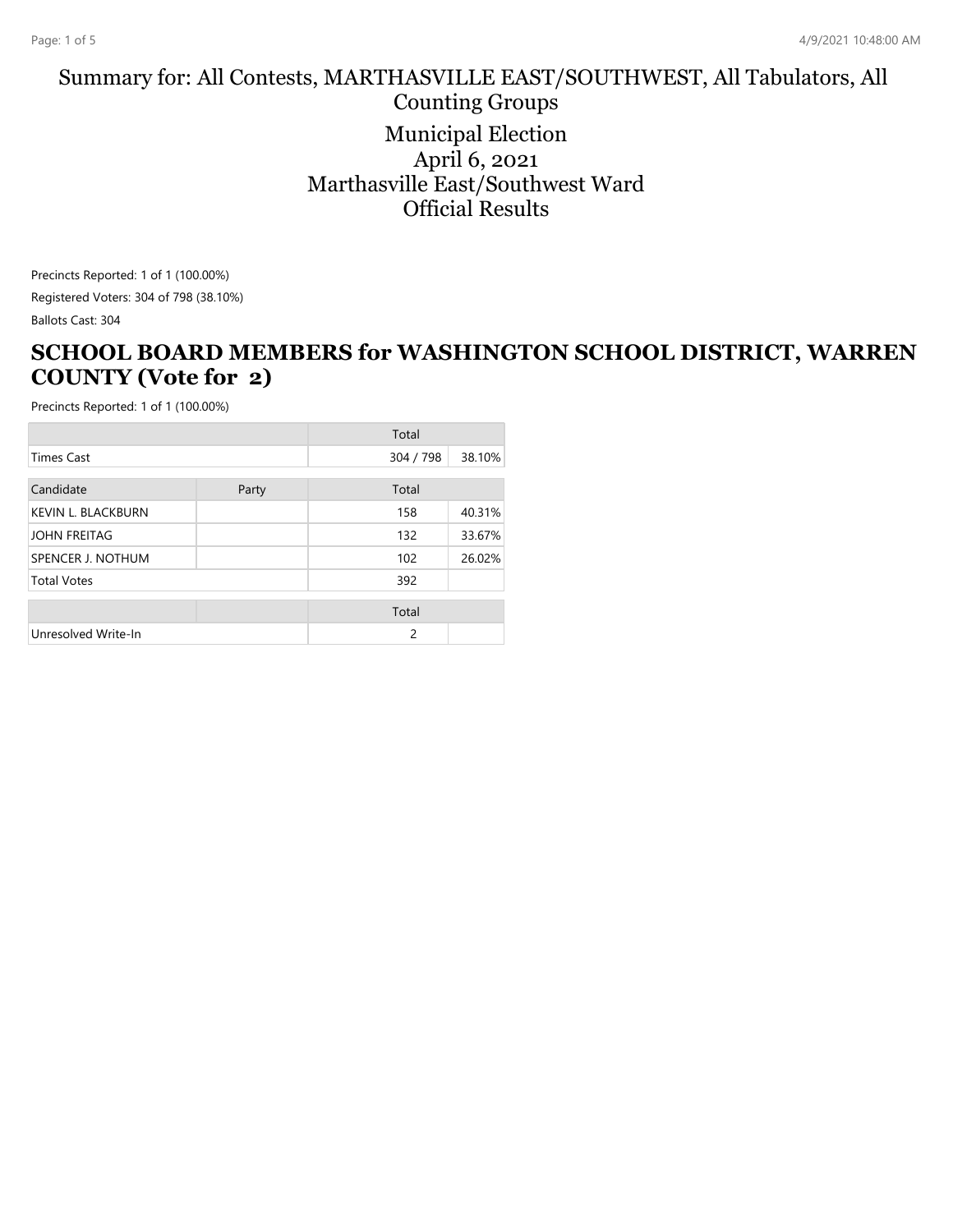# Summary for: All Contests, MARTHASVILLE EAST/SOUTHWEST, All Tabulators, All Counting Groups

Municipal Election
April 6, 2021
Marthasville East/Southwest Ward
Official Results

Precincts Reported: 1 of 1 (100.00%)

Registered Voters: 304 of 798 (38.10%)

Ballots Cast: 304

## SCHOOL BOARD MEMBERS for WASHINGTON SCHOOL DISTRICT, WARREN COUNTY (Vote for 2)

Precincts Reported: 1 of 1 (100.00%)

| | | Total | |
|---|---|---|---|
| Times Cast | | 304 / 798 | 38.10% |

| Candidate | Party | Total | |
|---|---|---|---|
| KEVIN L. BLACKBURN | | 158 | 40.31% |
| JOHN FREITAG | | 132 | 33.67% |
| SPENCER J. NOTHUM | | 102 | 26.02% |
| Total Votes | | 392 | |

| | | Total | |
|---|---|---|---|
| Unresolved Write-In | | 2 | |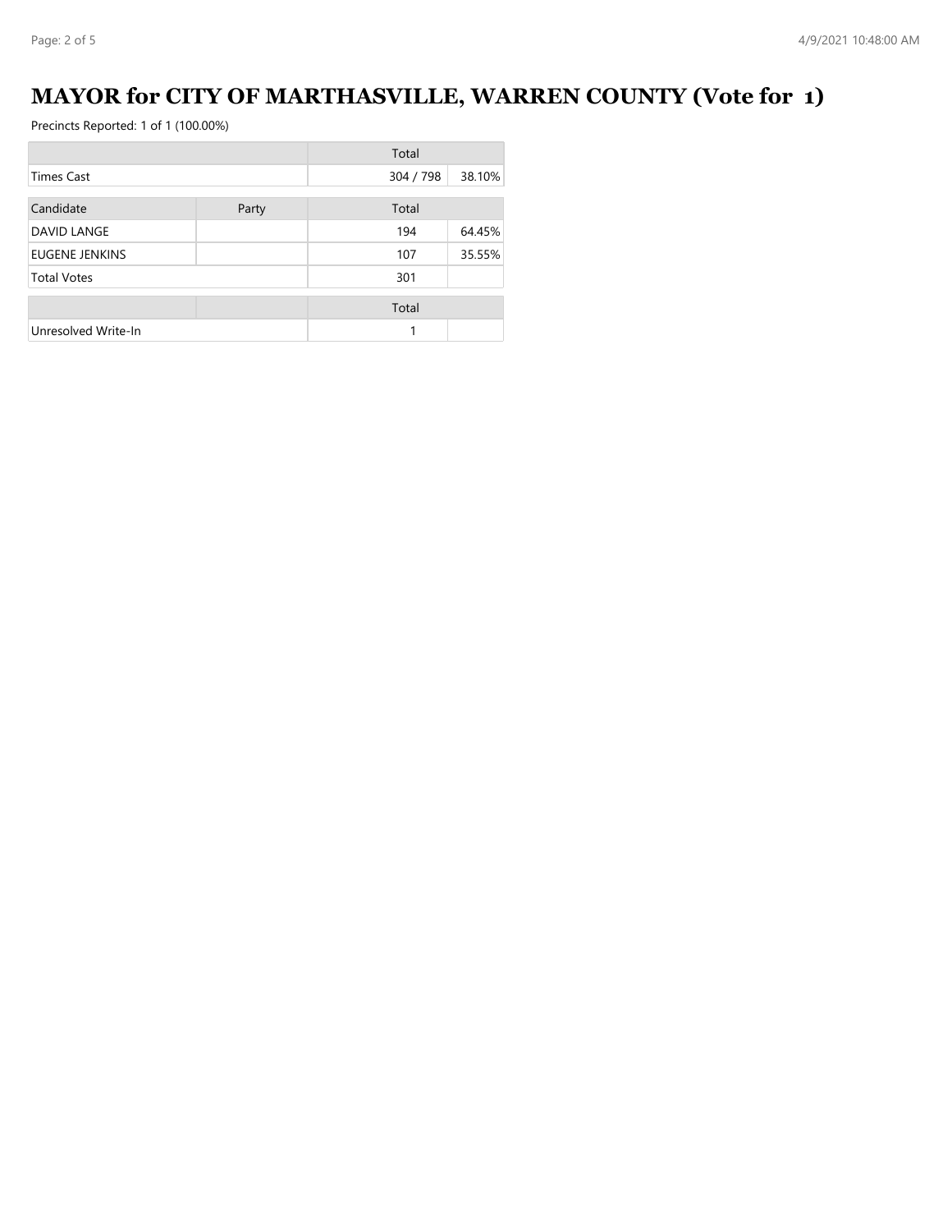# MAYOR for CITY OF MARTHASVILLE, WARREN COUNTY (Vote for 1)

Precincts Reported: 1 of 1 (100.00%)

| | | Total | |
|---|---|---|---|
| Times Cast | | 304 / 798 | 38.10% |

| Candidate | Party | Total | |
|---|---|---|---|
| DAVID LANGE | | 194 | 64.45% |
| EUGENE JENKINS | | 107 | 35.55% |
| Total Votes | | 301 | |

| | | Total | |
|---|---|---|---|
| Unresolved Write-In | | 1 | |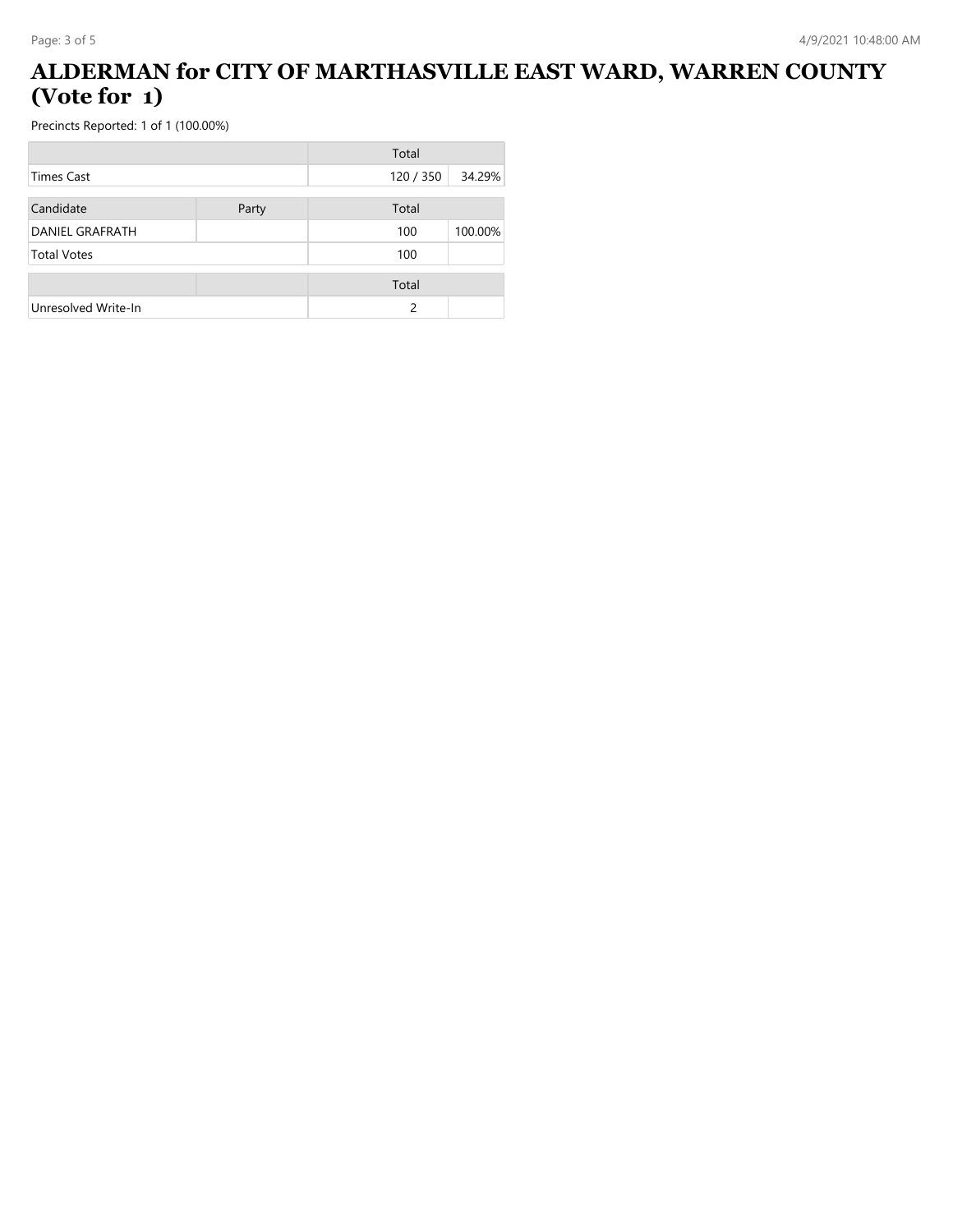# ALDERMAN for CITY OF MARTHASVILLE EAST WARD, WARREN COUNTY (Vote for 1)

Precincts Reported: 1 of 1 (100.00%)

| | | Total | |
|---|---|---|---|
| Times Cast | | 120 / 350 | 34.29% |

| Candidate | Party | Total | |
|---|---|---|---|
| DANIEL GRAFRATH | | 100 | 100.00% |
| Total Votes | | 100 | |

| | | Total | |
|---|---|---|---|
| Unresolved Write-In | | 2 | |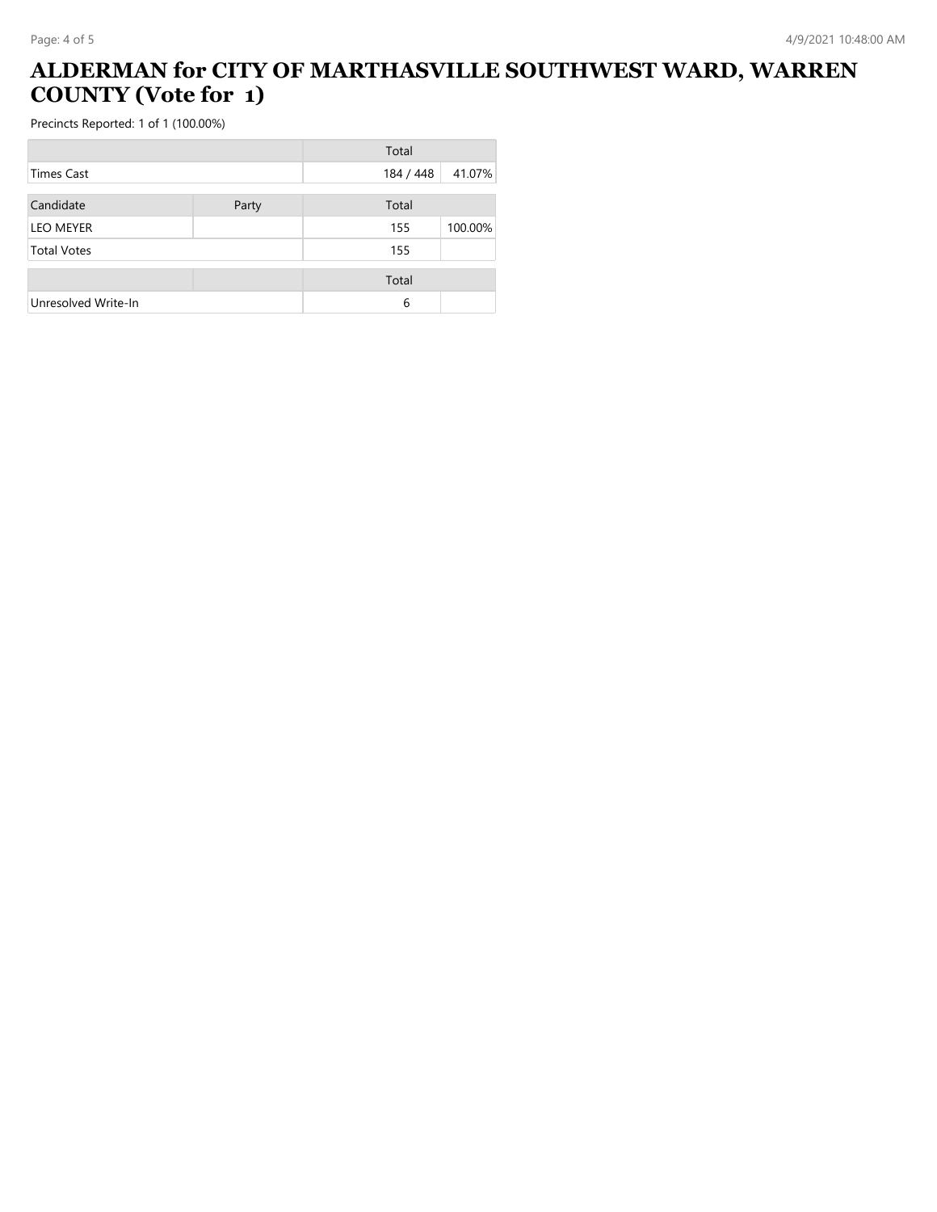# ALDERMAN for CITY OF MARTHASVILLE SOUTHWEST WARD, WARREN COUNTY (Vote for 1)

Precincts Reported: 1 of 1 (100.00%)

| | | Total | |
|---|---|---|---|
| Times Cast | | 184 / 448 | 41.07% |

| Candidate | Party | Total | |
|---|---|---|---|
| LEO MEYER | | 155 | 100.00% |
| Total Votes | | 155 | |

| | | Total | |
|---|---|---|---|
| Unresolved Write-In | | 6 | |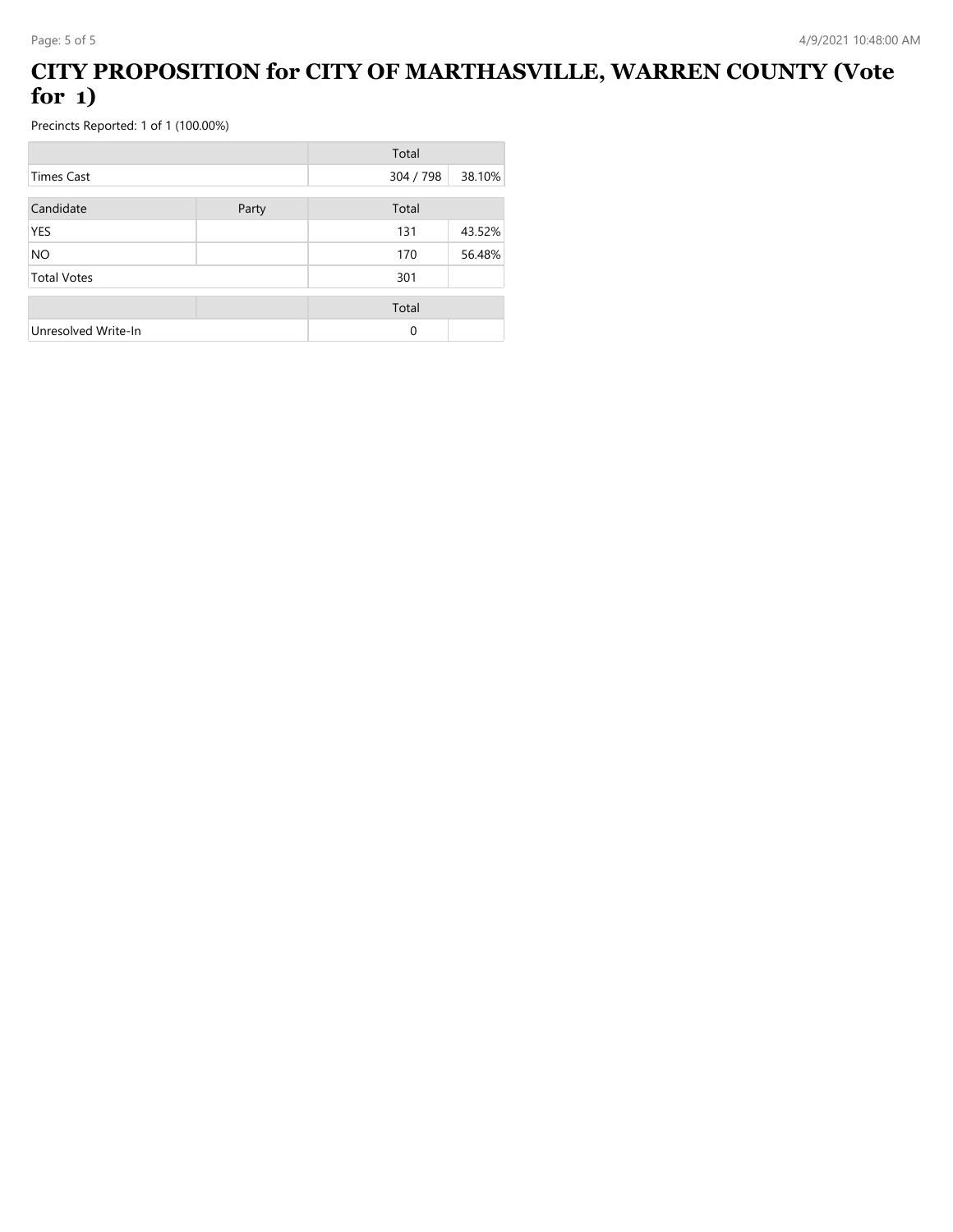# CITY PROPOSITION for CITY OF MARTHASVILLE, WARREN COUNTY (Vote for 1)

Precincts Reported: 1 of 1 (100.00%)

| | | Total | |
|---|---|---|---|
| Times Cast | | 304 / 798 | 38.10% |

| Candidate | Party | Total | |
|---|---|---|---|
| YES | | 131 | 43.52% |
| NO | | 170 | 56.48% |
| Total Votes | | 301 | |

| | | Total | |
|---|---|---|---|
| Unresolved Write-In | | 0 | |